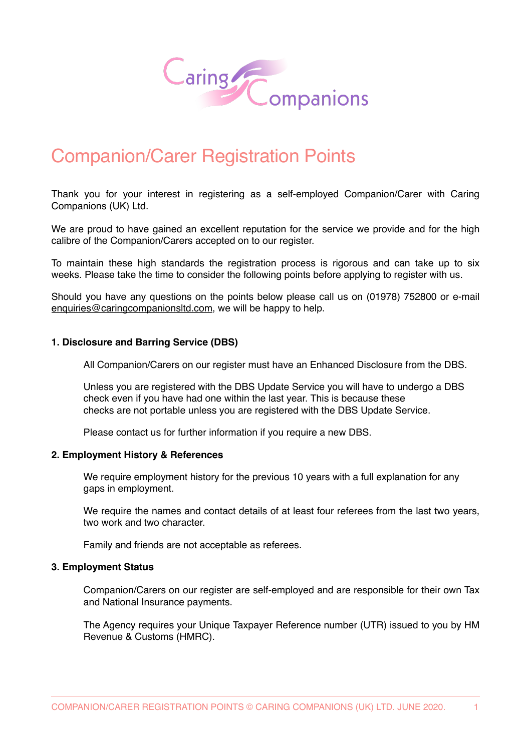# Companion/Carer Registration Points

Thank you for your interest in registering as a self-employed Companion/Carer with Caring Companions (UK) Ltd.

We are proud to have gained an excellent reputation for the service we provide and for the high calibre of the Companion/Carers accepted on to our register.

To maintain these high standards the registration process is rigorous and can take up to six weeks. Please take the time to consider the following points before applying to register with us.

Should you have any questions on the points below please call us on (01978) 752800 or e-mail enquiries@caringcompanionsltd.com, we will be happy to help.

**1. Disclosure and Barring Service (DBS)**

All Companion/Carers on our register must have an Enhanced Disclosure from the DBS.

Unless you are registered with the DBS Update Service you will have to undergo a DBS check even if you have had one within the last year. This is because these checks are not portable unless you are registered with the DBS Update Service.

Please contact us for further information if you require a new DBS.

**2. Employment History & References**

We require employment history for the previous 10 years with a full explanation for any gaps in employment.

We require the names and contact details of at least four referees from the last two years, two work and two character.

Family and friends are not acceptable as referees.

**3. Employment Status**

Companion/Carers on our register are self-employed and are responsible for their own Tax and National Insurance payments.

The Agency requires your Unique Taxpayer Reference number (UTR) issued to you by HM Revenue & Customs (HMRC).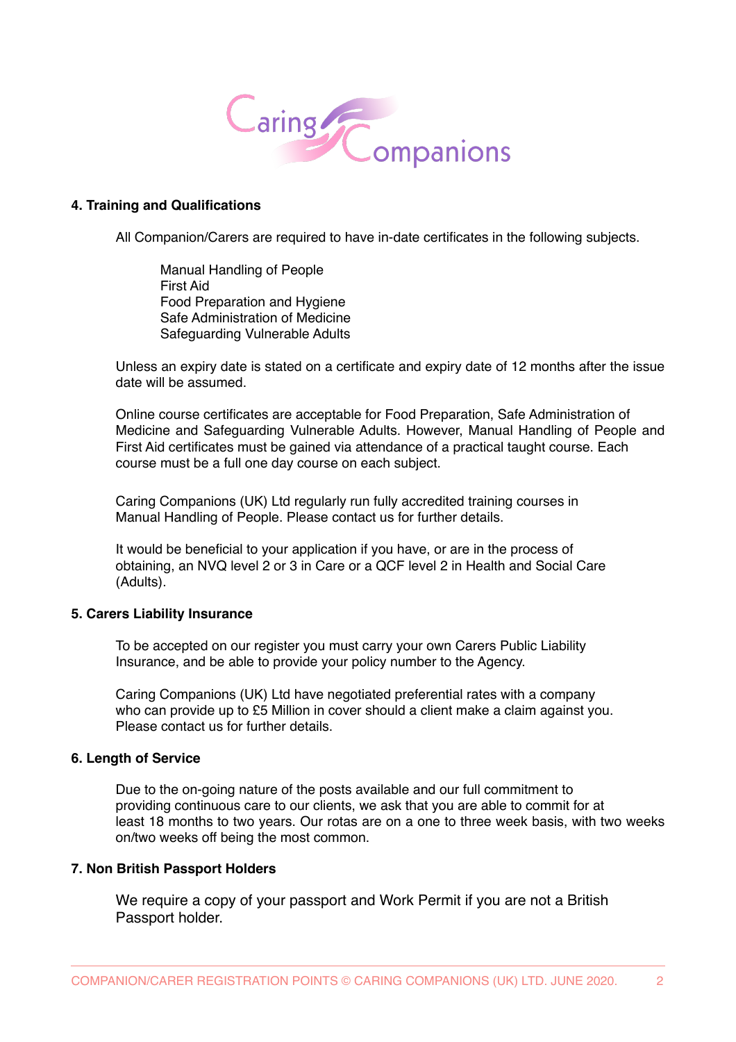## 4. Training and Qualifications

All Companion/Carers are required to have in-date certificates in the following subjects.

Manual Handling of People
First Aid
Food Preparation and Hygiene
Safe Administration of Medicine
Safeguarding Vulnerable Adults

Unless an expiry date is stated on a certificate and expiry date of 12 months after the issue date will be assumed.

Online course certificates are acceptable for Food Preparation, Safe Administration of Medicine and Safeguarding Vulnerable Adults. However, Manual Handling of People and First Aid certificates must be gained via attendance of a practical taught course. Each course must be a full one day course on each subject.

Caring Companions (UK) Ltd regularly run fully accredited training courses in Manual Handling of People. Please contact us for further details.

It would be beneficial to your application if you have, or are in the process of obtaining, an NVQ level 2 or 3 in Care or a QCF level 2 in Health and Social Care (Adults).

## 5. Carers Liability Insurance

To be accepted on our register you must carry your own Carers Public Liability Insurance, and be able to provide your policy number to the Agency.

Caring Companions (UK) Ltd have negotiated preferential rates with a company who can provide up to £5 Million in cover should a client make a claim against you. Please contact us for further details.

## 6. Length of Service

Due to the on-going nature of the posts available and our full commitment to providing continuous care to our clients, we ask that you are able to commit for at least 18 months to two years. Our rotas are on a one to three week basis, with two weeks on/two weeks off being the most common.

## 7. Non British Passport Holders

We require a copy of your passport and Work Permit if you are not a British Passport holder.